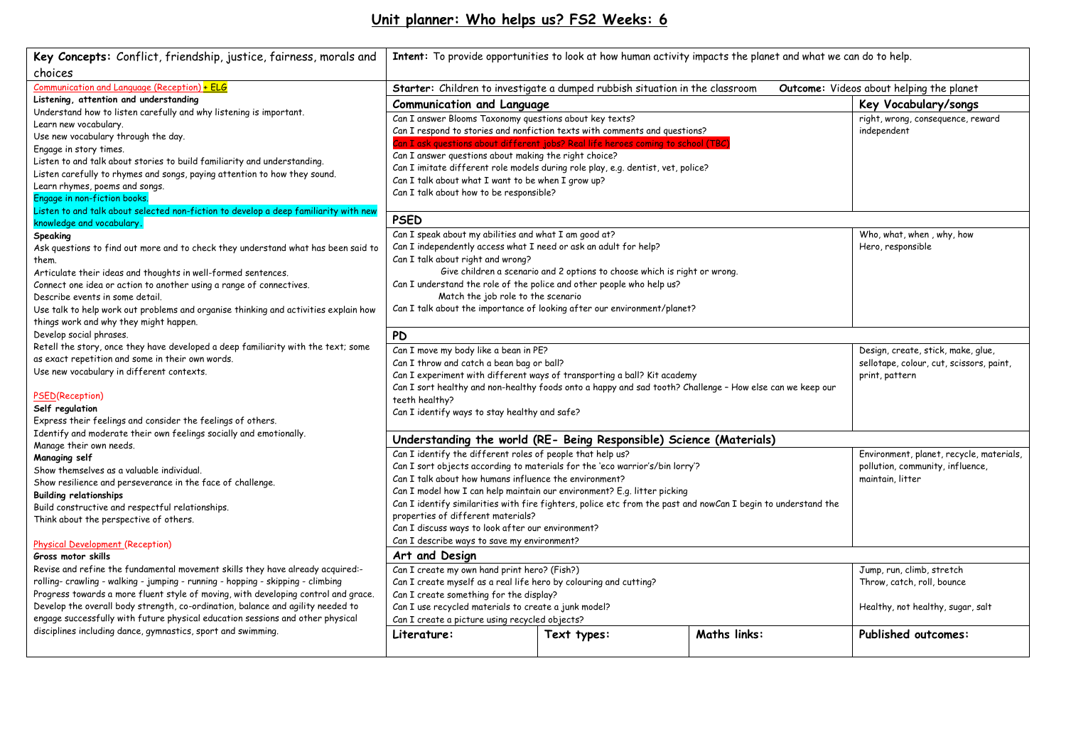# Unit planner: Who helps us? FS2 Weeks: 6

**Key Concepts:** Conflict, friendship, justice, fairness, morals and choices

**Intent:** To provide opportunities to look at how human activity impacts the planet and what we can do to help.

Communication and Language (Reception) + ELG

**Listening, attention and understanding**

Understand how to listen carefully and why listening is important.
Learn new vocabulary.
Use new vocabulary through the day.
Engage in story times.
Listen to and talk about stories to build familiarity and understanding.
Listen carefully to rhymes and songs, paying attention to how they sound.
Learn rhymes, poems and songs.
Engage in non-fiction books.
Listen to and talk about selected non-fiction to develop a deep familiarity with new knowledge and vocabulary.

**Speaking**

Ask questions to find out more and to check they understand what has been said to them.
Articulate their ideas and thoughts in well-formed sentences.
Connect one idea or action to another using a range of connectives.
Describe events in some detail.
Use talk to help work out problems and organise thinking and activities explain how things work and why they might happen.
Develop social phrases.
Retell the story, once they have developed a deep familiarity with the text; some as exact repetition and some in their own words.
Use new vocabulary in different contexts.

PSED(Reception)

**Self regulation**

Express their feelings and consider the feelings of others.
Identify and moderate their own feelings socially and emotionally.
Manage their own needs.

**Managing self**

Show themselves as a valuable individual.
Show resilience and perseverance in the face of challenge.

**Building relationships**

Build constructive and respectful relationships.
Think about the perspective of others.

Physical Development (Reception)

**Gross motor skills**

Revise and refine the fundamental movement skills they have already acquired:- rolling- crawling - walking - jumping - running - hopping - skipping - climbing
Progress towards a more fluent style of moving, with developing control and grace.
Develop the overall body strength, co-ordination, balance and agility needed to engage successfully with future physical education sessions and other physical disciplines including dance, gymnastics, sport and swimming.

**Starter:** Children to investigate a dumped rubbish situation in the classroom **Outcome:** Videos about helping the planet

| Communication and Language | Key Vocabulary/songs |
|---|---|
| Can I answer Blooms Taxonomy questions about key texts?<br>Can I respond to stories and nonfiction texts with comments and questions?<br>Can I ask questions about different jobs? Real life heroes coming to school (TBC)<br>Can I answer questions about making the right choice?<br>Can I imitate different role models during role play, e.g. dentist, vet, police?<br>Can I talk about what I want to be when I grow up?<br>Can I talk about how to be responsible? | right, wrong, consequence, reward independent |
| **PSED** | |
| Can I speak about my abilities and what I am good at?<br>Can I independently access what I need or ask an adult for help?<br>Can I talk about right and wrong?<br>Give children a scenario and 2 options to choose which is right or wrong.<br>Can I understand the role of the police and other people who help us?<br>Match the job role to the scenario<br>Can I talk about the importance of looking after our environment/planet? | Who, what, when , why, how<br>Hero, responsible |
| **PD** | |
| Can I move my body like a bean in PE?<br>Can I throw and catch a bean bag or ball?<br>Can I experiment with different ways of transporting a ball? Kit academy<br>Can I sort healthy and non-healthy foods onto a happy and sad tooth? Challenge – How else can we keep our teeth healthy?<br>Can I identify ways to stay healthy and safe? | Design, create, stick, make, glue, sellotape, colour, cut, scissors, paint, print, pattern |
| **Understanding the world (RE- Being Responsible) Science (Materials)** | |
| Can I identify the different roles of people that help us?<br>Can I sort objects according to materials for the 'eco warrior's/bin lorry'?<br>Can I talk about how humans influence the environment?<br>Can I model how I can help maintain our environment? E.g. litter picking<br>Can I identify similarities with fire fighters, police etc from the past and nowCan I begin to understand the properties of different materials?<br>Can I discuss ways to look after our environment?<br>Can I describe ways to save my environment? | Environment, planet, recycle, materials, pollution, community, influence, maintain, litter |
| **Art and Design** | |
| Can I create my own hand print hero? (Fish?)<br>Can I create myself as a real life hero by colouring and cutting?<br>Can I create something for the display?<br>Can I use recycled materials to create a junk model?<br>Can I create a picture using recycled objects? | Jump, run, climb, stretch<br>Throw, catch, roll, bounce<br><br>Healthy, not healthy, sugar, salt |

| Literature: | Text types: | Maths links: | Published outcomes: |
|---|---|---|---|
| | | | |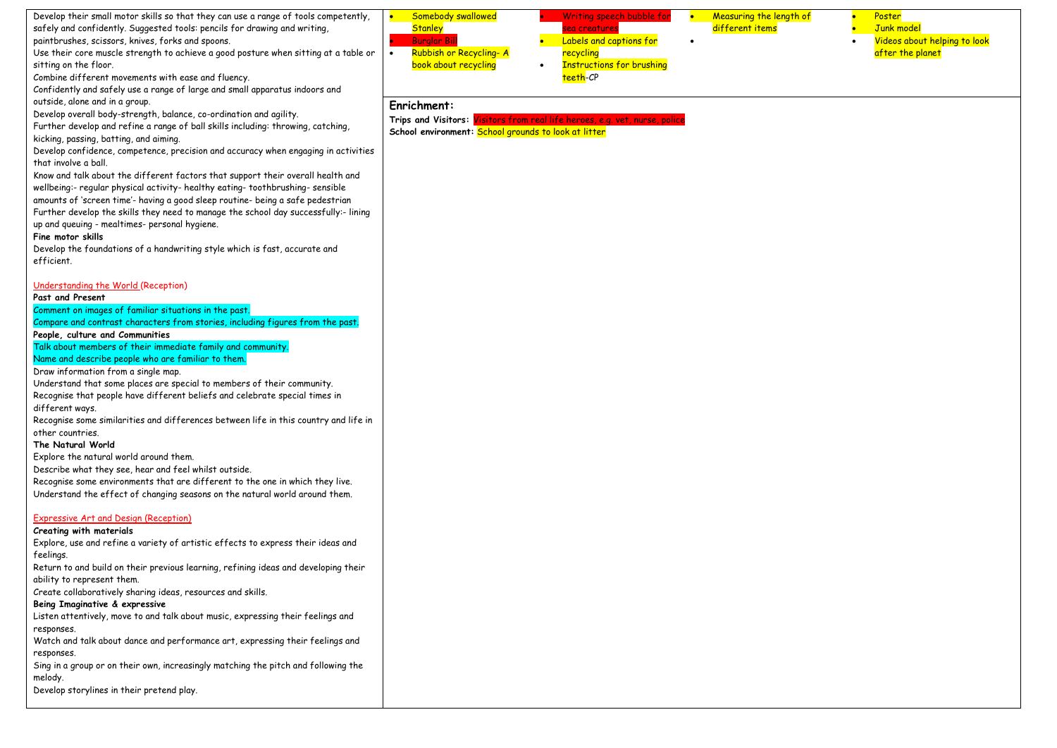Develop their small motor skills so that they can use a range of tools competently, safely and confidently. Suggested tools: pencils for drawing and writing, paintbrushes, scissors, knives, forks and spoons.
Use their core muscle strength to achieve a good posture when sitting at a table or sitting on the floor.
Combine different movements with ease and fluency.
Confidently and safely use a range of large and small apparatus indoors and outside, alone and in a group.
Develop overall body-strength, balance, co-ordination and agility.
Further develop and refine a range of ball skills including: throwing, catching, kicking, passing, batting, and aiming.
Develop confidence, competence, precision and accuracy when engaging in activities that involve a ball.
Know and talk about the different factors that support their overall health and wellbeing:- regular physical activity- healthy eating- toothbrushing- sensible amounts of 'screen time'- having a good sleep routine- being a safe pedestrian
Further develop the skills they need to manage the school day successfully:- lining up and queuing - mealtimes- personal hygiene.

**Fine motor skills**

Develop the foundations of a handwriting style which is fast, accurate and efficient.

Understanding the World (Reception)

**Past and Present**

Comment on images of familiar situations in the past.
Compare and contrast characters from stories, including figures from the past.

**People, culture and Communities**

Talk about members of their immediate family and community.
Name and describe people who are familiar to them.
Draw information from a single map.
Understand that some places are special to members of their community.
Recognise that people have different beliefs and celebrate special times in different ways.
Recognise some similarities and differences between life in this country and life in other countries.

**The Natural World**

Explore the natural world around them.
Describe what they see, hear and feel whilst outside.
Recognise some environments that are different to the one in which they live.
Understand the effect of changing seasons on the natural world around them.

Expressive Art and Design (Reception)

**Creating with materials**

Explore, use and refine a variety of artistic effects to express their ideas and feelings.
Return to and build on their previous learning, refining ideas and developing their ability to represent them.
Create collaboratively sharing ideas, resources and skills.

**Being Imaginative & expressive**

Listen attentively, move to and talk about music, expressing their feelings and responses.
Watch and talk about dance and performance art, expressing their feelings and responses.
Sing in a group or on their own, increasingly matching the pitch and following the melody.
Develop storylines in their pretend play.

| | | | |
|---|---|---|---|
| • Somebody swallowed Stanley<br>• Burglar Bil<br>• Rubbish or Recycling- A book about recycling | • Writing speech bubble for sea creatures<br>• Labels and captions for recycling<br>• Instructions for brushing teeth-CP | • Measuring the length of different items<br>• | • Poster<br>• Junk model<br>• Videos about helping to look after the planet |

**Enrichment:**

**Trips and Visitors:** Visitors from real life heroes, e.g. vet, nurse, police
**School environment:** School grounds to look at litter